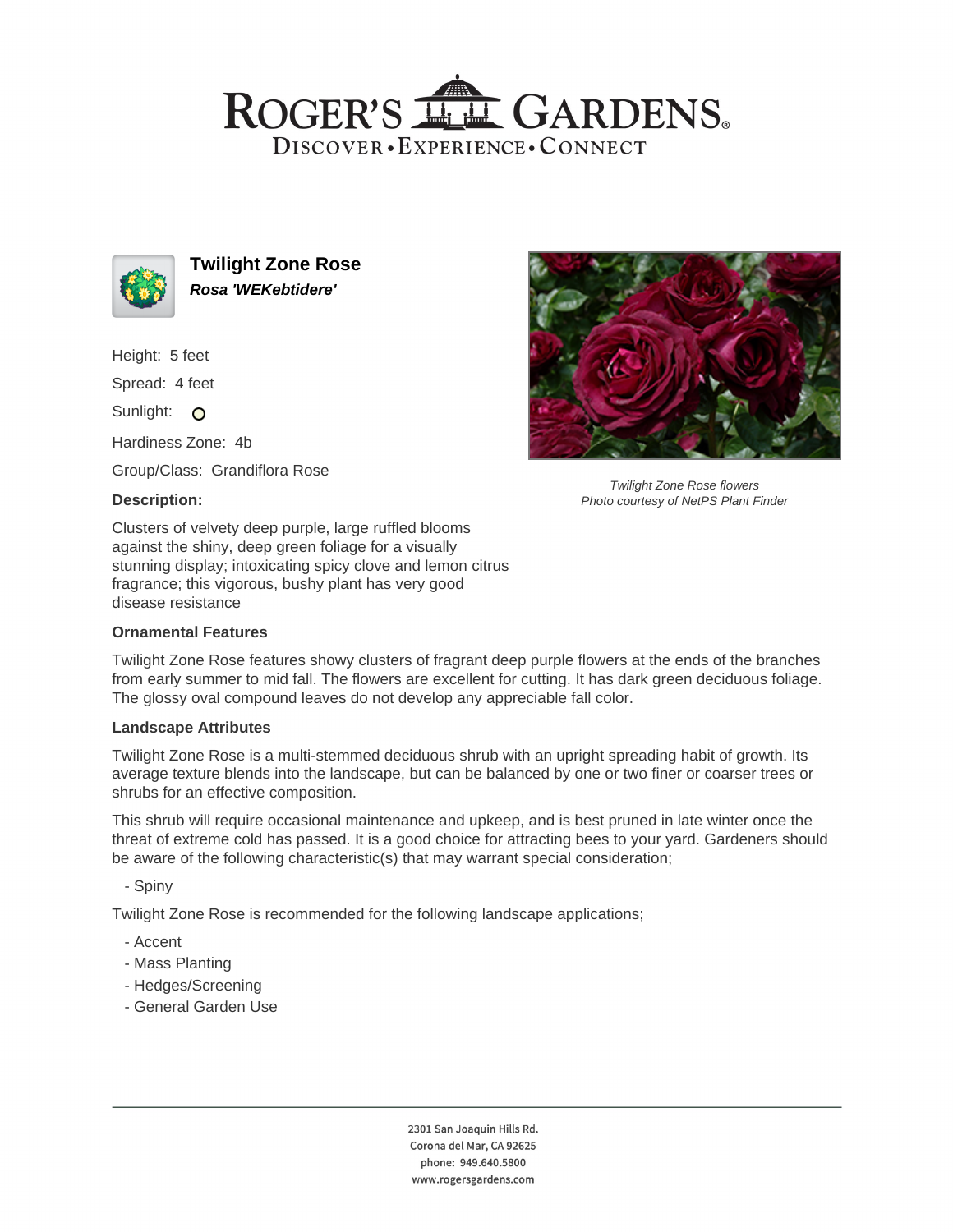# ROGER'S GARDENS

DISCOVER • EXPERIENCE • CONNECT

## Twilight Zone Rose

***Rosa 'WEKebtidere'***

Height: 5 feet

Spread: 4 feet

Sunlight: O

Hardiness Zone: 4b

Group/Class: Grandiflora Rose

**Description:**

Clusters of velvety deep purple, large ruffled blooms against the shiny, deep green foliage for a visually stunning display; intoxicating spicy clove and lemon citrus fragrance; this vigorous, bushy plant has very good disease resistance

*Twilight Zone Rose flowers*
*Photo courtesy of NetPS Plant Finder*

**Ornamental Features**

Twilight Zone Rose features showy clusters of fragrant deep purple flowers at the ends of the branches from early summer to mid fall. The flowers are excellent for cutting. It has dark green deciduous foliage. The glossy oval compound leaves do not develop any appreciable fall color.

**Landscape Attributes**

Twilight Zone Rose is a multi-stemmed deciduous shrub with an upright spreading habit of growth. Its average texture blends into the landscape, but can be balanced by one or two finer or coarser trees or shrubs for an effective composition.

This shrub will require occasional maintenance and upkeep, and is best pruned in late winter once the threat of extreme cold has passed. It is a good choice for attracting bees to your yard. Gardeners should be aware of the following characteristic(s) that may warrant special consideration;

- Spiny

Twilight Zone Rose is recommended for the following landscape applications;

- Accent
- Mass Planting
- Hedges/Screening
- General Garden Use

2301 San Joaquin Hills Rd.
Corona del Mar, CA 92625
phone: 949.640.5800
www.rogersgardens.com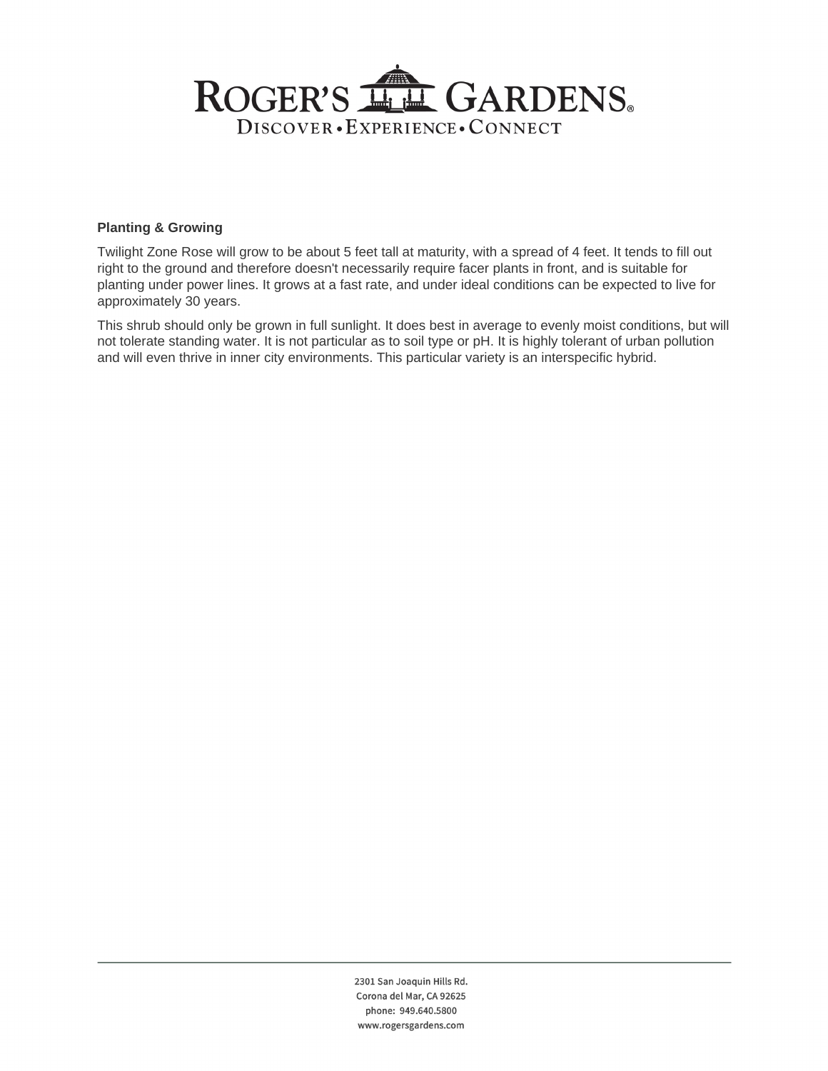### Planting & Growing

Twilight Zone Rose will grow to be about 5 feet tall at maturity, with a spread of 4 feet. It tends to fill out right to the ground and therefore doesn't necessarily require facer plants in front, and is suitable for planting under power lines. It grows at a fast rate, and under ideal conditions can be expected to live for approximately 30 years.

This shrub should only be grown in full sunlight. It does best in average to evenly moist conditions, but will not tolerate standing water. It is not particular as to soil type or pH. It is highly tolerant of urban pollution and will even thrive in inner city environments. This particular variety is an interspecific hybrid.